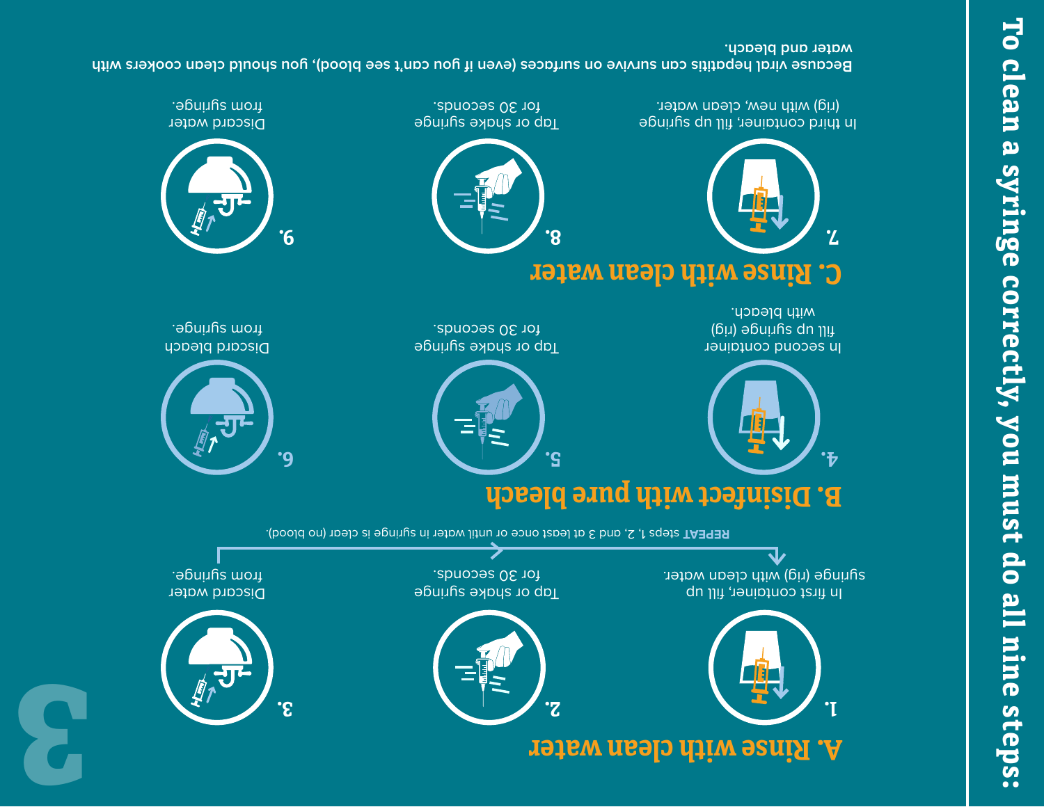# To clean a syringe correctly, you must do all nine steps:

## A. Rinse with clean water

1. In first container, fill up syringe (rig) with clean water.
2. Tap or shake syringe for 30 seconds.
3. Discard water from syringe.

**REPEAT** steps 1, 2, and 3 at least once or until water in syringe is clear (no blood).

## B. Disinfect with pure bleach

4. In second container fill up syringe (rig) with bleach.
5. Tap or shake syringe for 30 seconds.
6. Discard bleach from syringe.

## C. Rinse with clean water

7. In third container, fill up syringe (rig) with new, clean water.
8. Tap or shake syringe for 30 seconds.
9. Discard water from syringe.

Because viral hepatitis can survive on surfaces (even if you can't see blood), you should clean cookers with water and bleach.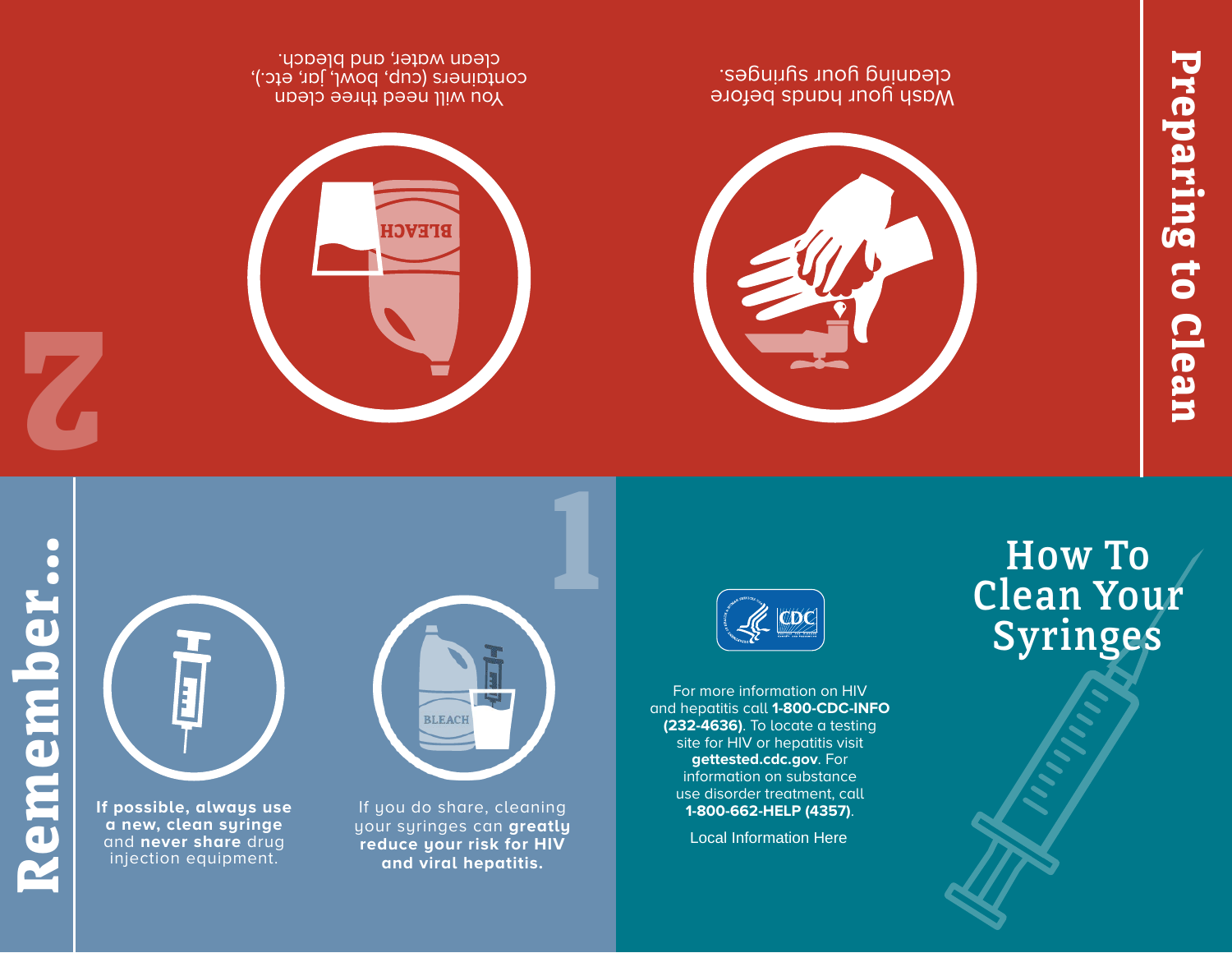# How To Clean Your Syringes

For more information on HIV and hepatitis call **1-800-CDC-INFO (232-4636)**. To locate a testing site for HIV or hepatitis visit **gettested.cdc.gov**. For information on substance use disorder treatment, call **1-800-662-HELP (4357)**.

Local Information Here

## Remember...

1

**If possible, always use a new, clean syringe** and **never share** drug injection equipment.

If you do share, cleaning your syringes can **greatly reduce your risk for HIV and viral hepatitis.**

## Preparing to Clean

2

Wash your hands before cleaning your syringes.

You will need three clean containers (cup, bowl, jar, etc.), clean water, and bleach.